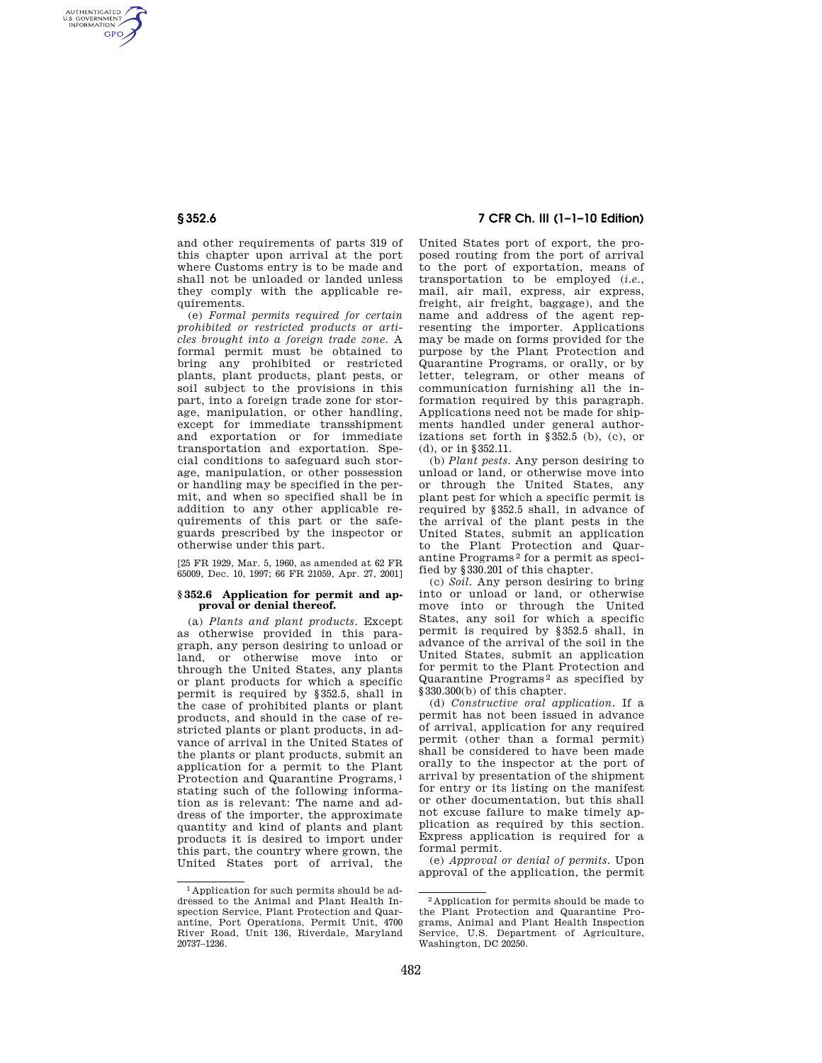and other requirements of parts 319 of this chapter upon arrival at the port where Customs entry is to be made and shall not be unloaded or landed unless they comply with the applicable requirements.

(e) *Formal permits required for certain prohibited or restricted products or articles brought into a foreign trade zone.* A formal permit must be obtained to bring any prohibited or restricted plants, plant products, plant pests, or soil subject to the provisions in this part, into a foreign trade zone for storage, manipulation, or other handling, except for immediate transshipment and exportation or for immediate transportation and exportation. Special conditions to safeguard such storage, manipulation, or other possession or handling may be specified in the permit, and when so specified shall be in addition to any other applicable requirements of this part or the safeguards prescribed by the inspector or otherwise under this part.

[25 FR 1929, Mar. 5, 1960, as amended at 62 FR 65009, Dec. 10, 1997; 66 FR 21059, Apr. 27, 2001]

## § 352.6 Application for permit and approval or denial thereof.

(a) *Plants and plant products.* Except as otherwise provided in this paragraph, any person desiring to unload or land, or otherwise move into or through the United States, any plants or plant products for which a specific permit is required by § 352.5, shall in the case of prohibited plants or plant products, and should in the case of restricted plants or plant products, in advance of arrival in the United States of the plants or plant products, submit an application for a permit to the Plant Protection and Quarantine Programs,[1] stating such of the following information as is relevant: The name and address of the importer, the approximate quantity and kind of plants and plant products it is desired to import under this part, the country where grown, the United States port of arrival, the United States port of export, the proposed routing from the port of arrival to the port of exportation, means of transportation to be employed (*i.e.*, mail, air mail, express, air express, freight, air freight, baggage), and the name and address of the agent representing the importer. Applications may be made on forms provided for the purpose by the Plant Protection and Quarantine Programs, or orally, or by letter, telegram, or other means of communication furnishing all the information required by this paragraph. Applications need not be made for shipments handled under general authorizations set forth in § 352.5 (b), (c), or (d), or in § 352.11.

(b) *Plant pests.* Any person desiring to unload or land, or otherwise move into or through the United States, any plant pest for which a specific permit is required by § 352.5 shall, in advance of the arrival of the plant pests in the United States, submit an application to the Plant Protection and Quarantine Programs[2] for a permit as specified by § 330.201 of this chapter.

(c) *Soil.* Any person desiring to bring into or unload or land, or otherwise move into or through the United States, any soil for which a specific permit is required by § 352.5 shall, in advance of the arrival of the soil in the United States, submit an application for permit to the Plant Protection and Quarantine Programs[2] as specified by § 330.300(b) of this chapter.

(d) *Constructive oral application.* If a permit has not been issued in advance of arrival, application for any required permit (other than a formal permit) shall be considered to have been made orally to the inspector at the port of arrival by presentation of the shipment for entry or its listing on the manifest or other documentation, but this shall not excuse failure to make timely application as required by this section. Express application is required for a formal permit.

(e) *Approval or denial of permits.* Upon approval of the application, the permit

---

[1] Application for such permits should be addressed to the Animal and Plant Health Inspection Service, Plant Protection and Quarantine, Port Operations, Permit Unit, 4700 River Road, Unit 136, Riverdale, Maryland 20737–1236.

[2] Application for permits should be made to the Plant Protection and Quarantine Programs, Animal and Plant Health Inspection Service, U.S. Department of Agriculture, Washington, DC 20250.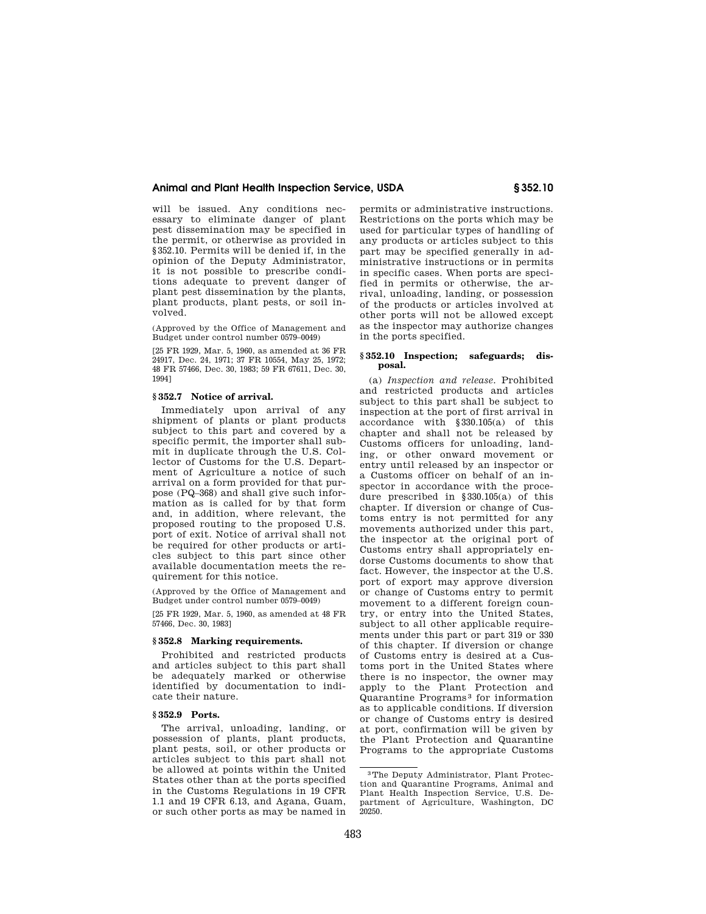will be issued. Any conditions necessary to eliminate danger of plant pest dissemination may be specified in the permit, or otherwise as provided in §352.10. Permits will be denied if, in the opinion of the Deputy Administrator, it is not possible to prescribe conditions adequate to prevent danger of plant pest dissemination by the plants, plant products, plant pests, or soil involved.

(Approved by the Office of Management and Budget under control number 0579–0049)

[25 FR 1929, Mar. 5, 1960, as amended at 36 FR 24917, Dec. 24, 1971; 37 FR 10554, May 25, 1972; 48 FR 57466, Dec. 30, 1983; 59 FR 67611, Dec. 30, 1994]

### § 352.7 Notice of arrival.

Immediately upon arrival of any shipment of plants or plant products subject to this part and covered by a specific permit, the importer shall submit in duplicate through the U.S. Collector of Customs for the U.S. Department of Agriculture a notice of such arrival on a form provided for that purpose (PQ–368) and shall give such information as is called for by that form and, in addition, where relevant, the proposed routing to the proposed U.S. port of exit. Notice of arrival shall not be required for other products or articles subject to this part since other available documentation meets the requirement for this notice.

(Approved by the Office of Management and Budget under control number 0579–0049)

[25 FR 1929, Mar. 5, 1960, as amended at 48 FR 57466, Dec. 30, 1983]

### § 352.8 Marking requirements.

Prohibited and restricted products and articles subject to this part shall be adequately marked or otherwise identified by documentation to indicate their nature.

### § 352.9 Ports.

The arrival, unloading, landing, or possession of plants, plant products, plant pests, soil, or other products or articles subject to this part shall not be allowed at points within the United States other than at the ports specified in the Customs Regulations in 19 CFR 1.1 and 19 CFR 6.13, and Agana, Guam, or such other ports as may be named in permits or administrative instructions. Restrictions on the ports which may be used for particular types of handling of any products or articles subject to this part may be specified generally in administrative instructions or in permits in specific cases. When ports are specified in permits or otherwise, the arrival, unloading, landing, or possession of the products or articles involved at other ports will not be allowed except as the inspector may authorize changes in the ports specified.

### § 352.10 Inspection; safeguards; disposal.

(a) *Inspection and release.* Prohibited and restricted products and articles subject to this part shall be subject to inspection at the port of first arrival in accordance with §330.105(a) of this chapter and shall not be released by Customs officers for unloading, landing, or other onward movement or entry until released by an inspector or a Customs officer on behalf of an inspector in accordance with the procedure prescribed in §330.105(a) of this chapter. If diversion or change of Customs entry is not permitted for any movements authorized under this part, the inspector at the original port of Customs entry shall appropriately endorse Customs documents to show that fact. However, the inspector at the U.S. port of export may approve diversion or change of Customs entry to permit movement to a different foreign country, or entry into the United States, subject to all other applicable requirements under this part or part 319 or 330 of this chapter. If diversion or change of Customs entry is desired at a Customs port in the United States where there is no inspector, the owner may apply to the Plant Protection and Quarantine Programs[3] for information as to applicable conditions. If diversion or change of Customs entry is desired at port, confirmation will be given by the Plant Protection and Quarantine Programs to the appropriate Customs

[3] The Deputy Administrator, Plant Protection and Quarantine Programs, Animal and Plant Health Inspection Service, U.S. Department of Agriculture, Washington, DC 20250.